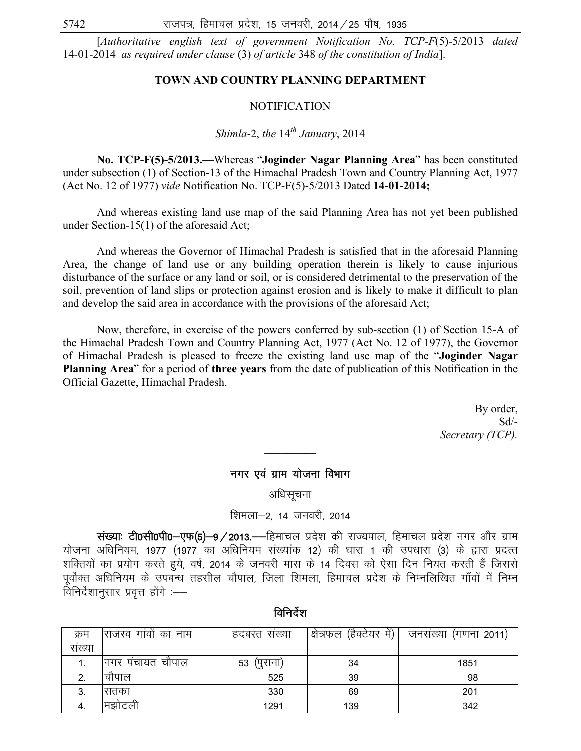[*Authoritative english text of government Notification No. TCP-F*(5)-5/2013 *dated* 14-01-2014 *as required under clause* (3) *of article* 348 *of the constitution of India*].

## TOWN AND COUNTRY PLANNING DEPARTMENT

NOTIFICATION

*Shimla*-2, *the* 14th *January*, 2014

**No. TCP-F(5)-5/2013.—**Whereas "**Joginder Nagar Planning Area**" has been constituted under subsection (1) of Section-13 of the Himachal Pradesh Town and Country Planning Act, 1977 (Act No. 12 of 1977) *vide* Notification No. TCP-F(5)-5/2013 Dated **14-01-2014;**

And whereas existing land use map of the said Planning Area has not yet been published under Section-15(1) of the aforesaid Act;

And whereas the Governor of Himachal Pradesh is satisfied that in the aforesaid Planning Area, the change of land use or any building operation therein is likely to cause injurious disturbance of the surface or any land or soil, or is considered detrimental to the preservation of the soil, prevention of land slips or protection against erosion and is likely to make it difficult to plan and develop the said area in accordance with the provisions of the aforesaid Act;

Now, therefore, in exercise of the powers conferred by sub-section (1) of Section 15-A of the Himachal Pradesh Town and Country Planning Act, 1977 (Act No. 12 of 1977), the Governor of Himachal Pradesh is pleased to freeze the existing land use map of the "**Joginder Nagar Planning Area**" for a period of **three years** from the date of publication of this Notification in the Official Gazette, Himachal Pradesh.

By order,
Sd/-
*Secretary (TCP).*

---

## नगर एवं ग्राम योजना विभाग

अधिसूचना

शिमला–2, 14 जनवरी, 2014

**संख्याः टी0सी0पी0–एफ(5)–9/2013.—**हिमाचल प्रदेश की राज्यपाल, हिमाचल प्रदेश नगर और ग्राम योजना अधिनियम, 1977 (1977 का अधिनियम संख्यांक 12) की धारा 1 की उपधारा (3) के द्वारा प्रदत्त शक्तियों का प्रयोग करते हुये, वर्ष, 2014 के जनवरी मास के 14 दिवस को ऐसा दिन नियत करती हैं जिससे पूर्वोक्त अधिनियम के उपबन्ध तहसील चौपाल, जिला शिमला, हिमाचल प्रदेश के निम्नलिखित गाँवों में निम्न विनिर्देशानुसार प्रवृत्त होंगे :––

**विनिर्देश**

| क्रम संख्या | राजस्व गांवों का नाम | हदबस्त संख्या | क्षेत्रफल (हैक्टेयर में) | जनसंख्या (गणना 2011) |
|---|---|---|---|---|
| 1. | नगर पंचायत चौपाल | 53 (पुराना) | 34 | 1851 |
| 2. | चौपाल | 525 | 39 | 98 |
| 3. | सतका | 330 | 69 | 201 |
| 4. | मझोटली | 1291 | 139 | 342 |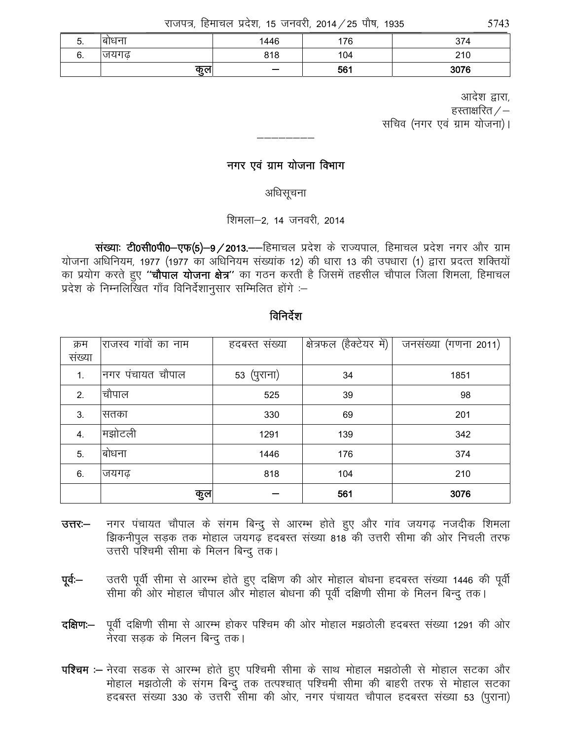| 5. | बोधना | 1446 | 176 | 374 |
|---|---|---|---|---|
| 6. | जयगढ़ | 818 | 104 | 210 |
| | कुल | — | 561 | 3076 |

आदेश द्वारा,
हस्ताक्षरित/—
सचिव (नगर एवं ग्राम योजना)।

---

## नगर एवं ग्राम योजना विभाग

### अधिसूचना

शिमला—2, 14 जनवरी, 2014

**संख्याः टी0सी0पी0—एफ(5)—9/2013.**—हिमाचल प्रदेश के राज्यपाल, हिमाचल प्रदेश नगर और ग्राम योजना अधिनियम, 1977 (1977 का अधिनियम संख्यांक 12) की धारा 13 की उपधारा (1) द्वारा प्रदत्त शक्तियों का प्रयोग करते हुए **"चौपाल योजना क्षेत्र"** का गठन करती है जिसमें तहसील चौपाल जिला शिमला, हिमाचल प्रदेश के निम्नलिखित गाँव विनिर्देशानुसार सम्मिलित होंगे :—

### विनिर्देश

| क्रम संख्या | राजस्व गांवों का नाम | हदबस्त संख्या | क्षेत्रफल (हैक्टेयर में) | जनसंख्या (गणना 2011) |
|---|---|---|---|---|
| 1. | नगर पंचायत चौपाल | 53 (पुराना) | 34 | 1851 |
| 2. | चौपाल | 525 | 39 | 98 |
| 3. | सतका | 330 | 69 | 201 |
| 4. | मझोटली | 1291 | 139 | 342 |
| 5. | बोधना | 1446 | 176 | 374 |
| 6. | जयगढ़ | 818 | 104 | 210 |
| | कुल | — | 561 | 3076 |

**उत्तरः—** नगर पंचायत चौपाल के संगम बिन्दु से आरम्भ होते हुए और गांव जयगढ़ नजदीक शिमला झिकनीपुल सड़क तक मोहाल जयगढ़ हदबस्त संख्या 818 की उत्तरी सीमा की ओर निचली तरफ उत्तरी पश्चिमी सीमा के मिलन बिन्दु तक।

**पूर्वः—** उतरी पूर्वी सीमा से आरम्भ होते हुए दक्षिण की ओर मोहाल बोधना हदबस्त संख्या 1446 की पूर्वी सीमा की ओर मोहाल चौपाल और मोहाल बोधना की पूर्वी दक्षिणी सीमा के मिलन बिन्दु तक।

**दक्षिणः—** पूर्वी दक्षिणी सीमा से आरम्भ होकर पश्चिम की ओर मोहाल मझठोली हदबस्त संख्या 1291 की ओर नेरवा सड़क के मिलन बिन्दु तक।

**पश्चिम :—** नेरवा सडक से आरम्भ होते हुए पश्चिमी सीमा के साथ मोहाल मझठोली से मोहाल सटका और मोहाल मझठोली के संगम बिन्दु तक तत्पश्चात् पश्चिमी सीमा की बाहरी तरफ से मोहाल सटका हदबस्त संख्या 330 के उत्तरी सीमा की ओर, नगर पंचायत चौपाल हदबस्त संख्या 53 (पुराना)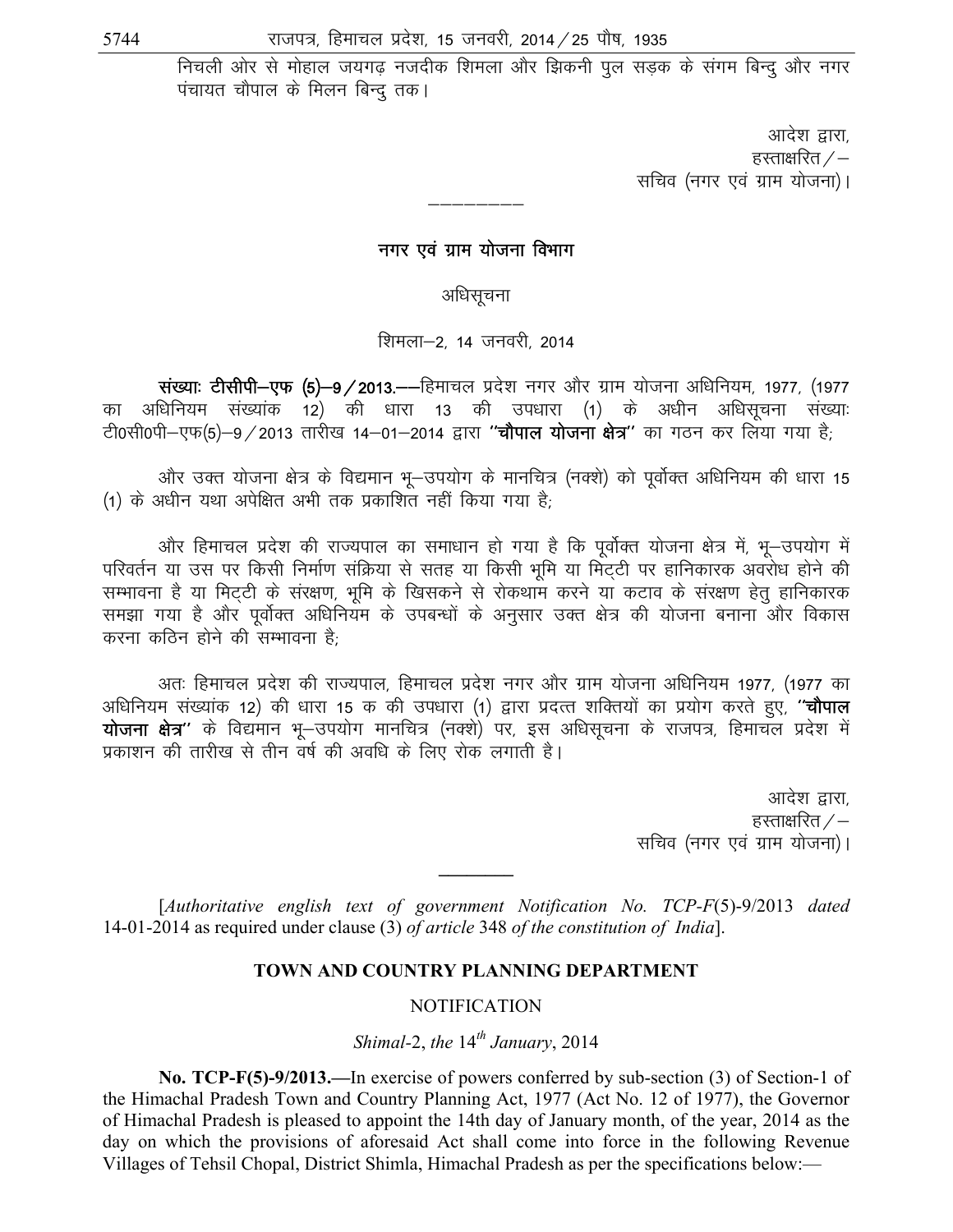निचली ओर से मोहाल जयगढ़ नजदीक शिमला और झिकनी पुल सड़क के संगम बिन्दु और नगर पंचायत चौपाल के मिलन बिन्दु तक।

आदेश द्वारा,
हस्ताक्षरित/–
सचिव (नगर एवं ग्राम योजना)।

---

## नगर एवं ग्राम योजना विभाग

अधिसूचना

शिमला–2, 14 जनवरी, 2014

**संख्याः टीसीपी–एफ (5)–9/2013.**––हिमाचल प्रदेश नगर और ग्राम योजना अधिनियम, 1977, (1977 का अधिनियम संख्यांक 12) की धारा 13 की उपधारा (1) के अधीन अधिसूचना संख्याः टी0सी0पी–एफ(5)–9/2013 तारीख 14–01–2014 द्वारा **''चौपाल योजना क्षेत्र''** का गठन कर लिया गया है;

और उक्त योजना क्षेत्र के विद्यमान भू–उपयोग के मानचित्र (नक्शे) को पूर्वोक्त अधिनियम की धारा 15 (1) के अधीन यथा अपेक्षित अभी तक प्रकाशित नहीं किया गया है;

और हिमाचल प्रदेश की राज्यपाल का समाधान हो गया है कि पूर्वोक्त योजना क्षेत्र में, भू–उपयोग में परिवर्तन या उस पर किसी निर्माण संक्रिया से सतह या किसी भूमि या मिट्टी पर हानिकारक अवरोध होने की सम्भावना है या मिट्टी के संरक्षण, भूमि के खिसकने से रोकथाम करने या कटाव के संरक्षण हेतु हानिकारक समझा गया है और पूर्वोक्त अधिनियम के उपबन्धों के अनुसार उक्त क्षेत्र की योजना बनाना और विकास करना कठिन होने की सम्भावना है;

अतः हिमाचल प्रदेश की राज्यपाल, हिमाचल प्रदेश नगर और ग्राम योजना अधिनियम 1977, (1977 का अधिनियम संख्यांक 12) की धारा 15 क की उपधारा (1) द्वारा प्रदत्त शक्तियों का प्रयोग करते हुए, **''चौपाल योजना क्षेत्र''** के विद्यमान भू–उपयोग मानचित्र (नक्शे) पर, इस अधिसूचना के राजपत्र, हिमाचल प्रदेश में प्रकाशन की तारीख से तीन वर्ष की अवधि के लिए रोक लगाती है।

आदेश द्वारा,
हस्ताक्षरित/–
सचिव (नगर एवं ग्राम योजना)।

---

[*Authoritative english text of government Notification No. TCP-F*(5)-9/2013 *dated* 14-01-2014 as required under clause (3) *of article* 348 *of the constitution of India*].

## TOWN AND COUNTRY PLANNING DEPARTMENT

NOTIFICATION

*Shimal*-2, *the* 14*th* *January*, 2014

**No. TCP-F(5)-9/2013.**—In exercise of powers conferred by sub-section (3) of Section-1 of the Himachal Pradesh Town and Country Planning Act, 1977 (Act No. 12 of 1977), the Governor of Himachal Pradesh is pleased to appoint the 14th day of January month, of the year, 2014 as the day on which the provisions of aforesaid Act shall come into force in the following Revenue Villages of Tehsil Chopal, District Shimla, Himachal Pradesh as per the specifications below:—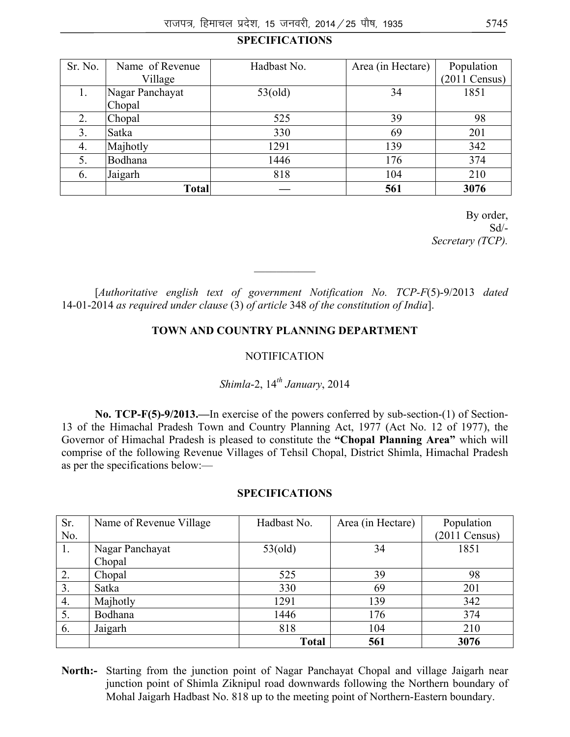**SPECIFICATIONS**

| Sr. No. | Name of Revenue Village | Hadbast No. | Area (in Hectare) | Population (2011 Census) |
|---|---|---|---|---|
| 1. | Nagar Panchayat Chopal | 53(old) | 34 | 1851 |
| 2. | Chopal | 525 | 39 | 98 |
| 3. | Satka | 330 | 69 | 201 |
| 4. | Majhotly | 1291 | 139 | 342 |
| 5. | Bodhana | 1446 | 176 | 374 |
| 6. | Jaigarh | 818 | 104 | 210 |
| | **Total** | — | **561** | **3076** |

By order,
Sd/-
*Secretary (TCP).*

---

[*Authoritative english text of government Notification No. TCP-F*(5)-9/2013 *dated* 14-01-2014 *as required under clause* (3) *of article* 348 *of the constitution of India*].

**TOWN AND COUNTRY PLANNING DEPARTMENT**

NOTIFICATION

*Shimla*-2, 14th *January*, 2014

**No. TCP-F(5)-9/2013.—**In exercise of the powers conferred by sub-section-(1) of Section-13 of the Himachal Pradesh Town and Country Planning Act, 1977 (Act No. 12 of 1977), the Governor of Himachal Pradesh is pleased to constitute the **"Chopal Planning Area"** which will comprise of the following Revenue Villages of Tehsil Chopal, District Shimla, Himachal Pradesh as per the specifications below:—

**SPECIFICATIONS**

| Sr. No. | Name of Revenue Village | Hadbast No. | Area (in Hectare) | Population (2011 Census) |
|---|---|---|---|---|
| 1. | Nagar Panchayat Chopal | 53(old) | 34 | 1851 |
| 2. | Chopal | 525 | 39 | 98 |
| 3. | Satka | 330 | 69 | 201 |
| 4. | Majhotly | 1291 | 139 | 342 |
| 5. | Bodhana | 1446 | 176 | 374 |
| 6. | Jaigarh | 818 | 104 | 210 |
| | | **Total** | **561** | **3076** |

**North:-** Starting from the junction point of Nagar Panchayat Chopal and village Jaigarh near junction point of Shimla Ziknipul road downwards following the Northern boundary of Mohal Jaigarh Hadbast No. 818 up to the meeting point of Northern-Eastern boundary.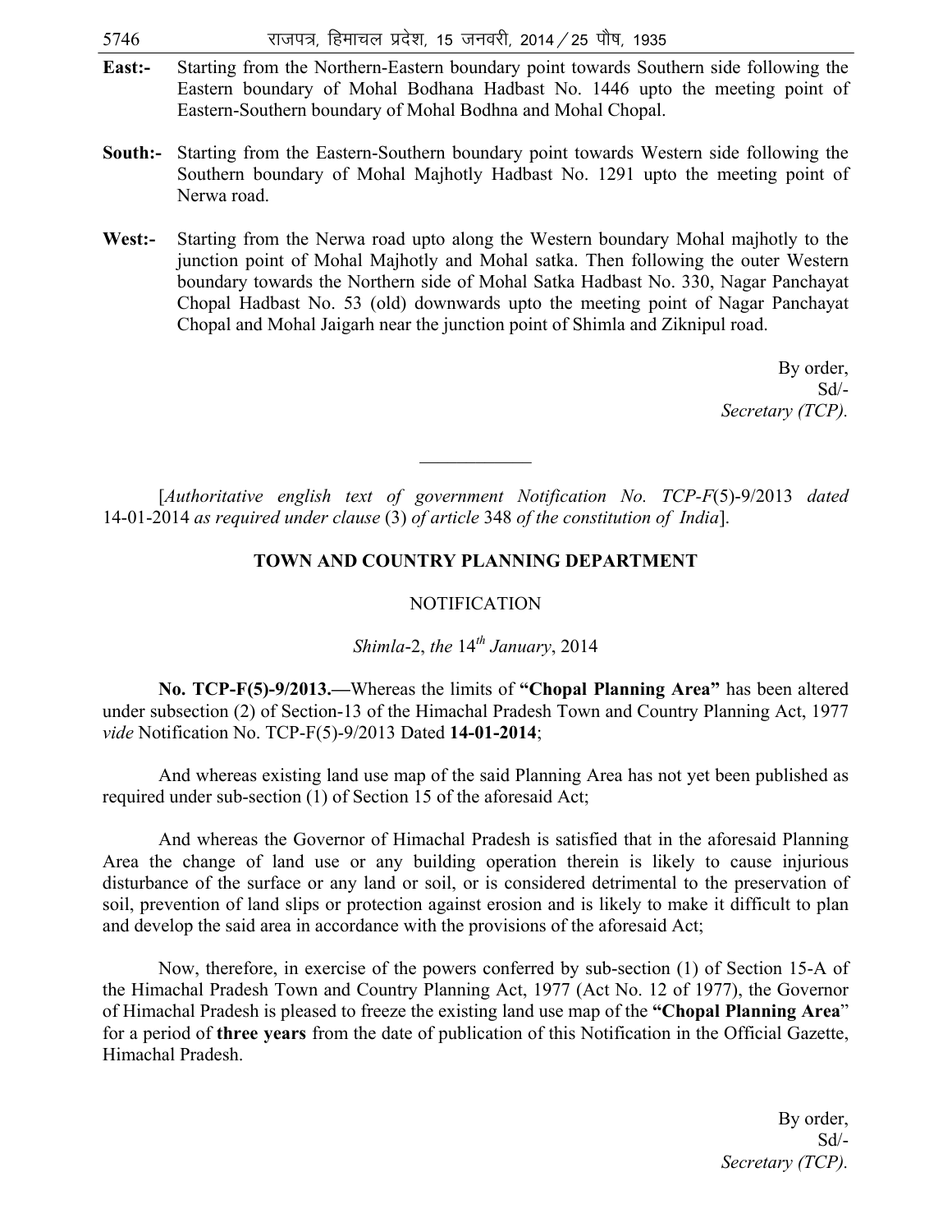**East:-** Starting from the Northern-Eastern boundary point towards Southern side following the Eastern boundary of Mohal Bodhana Hadbast No. 1446 upto the meeting point of Eastern-Southern boundary of Mohal Bodhna and Mohal Chopal.

**South:-** Starting from the Eastern-Southern boundary point towards Western side following the Southern boundary of Mohal Majhotly Hadbast No. 1291 upto the meeting point of Nerwa road.

**West:-** Starting from the Nerwa road upto along the Western boundary Mohal majhotly to the junction point of Mohal Majhotly and Mohal satka. Then following the outer Western boundary towards the Northern side of Mohal Satka Hadbast No. 330, Nagar Panchayat Chopal Hadbast No. 53 (old) downwards upto the meeting point of Nagar Panchayat Chopal and Mohal Jaigarh near the junction point of Shimla and Ziknipul road.

By order,
Sd/-
*Secretary (TCP).*

---

[*Authoritative english text of government Notification No. TCP-F*(5)-9/2013 *dated* 14-01-2014 *as required under clause* (3) *of article* 348 *of the constitution of India*].

**TOWN AND COUNTRY PLANNING DEPARTMENT**

NOTIFICATION

*Shimla*-2, *the* 14th *January*, 2014

**No. TCP-F(5)-9/2013.—**Whereas the limits of **"Chopal Planning Area"** has been altered under subsection (2) of Section-13 of the Himachal Pradesh Town and Country Planning Act, 1977 *vide* Notification No. TCP-F(5)-9/2013 Dated **14-01-2014**;

And whereas existing land use map of the said Planning Area has not yet been published as required under sub-section (1) of Section 15 of the aforesaid Act;

And whereas the Governor of Himachal Pradesh is satisfied that in the aforesaid Planning Area the change of land use or any building operation therein is likely to cause injurious disturbance of the surface or any land or soil, or is considered detrimental to the preservation of soil, prevention of land slips or protection against erosion and is likely to make it difficult to plan and develop the said area in accordance with the provisions of the aforesaid Act;

Now, therefore, in exercise of the powers conferred by sub-section (1) of Section 15-A of the Himachal Pradesh Town and Country Planning Act, 1977 (Act No. 12 of 1977), the Governor of Himachal Pradesh is pleased to freeze the existing land use map of the **"Chopal Planning Area"** for a period of **three years** from the date of publication of this Notification in the Official Gazette, Himachal Pradesh.

By order,
Sd/-
*Secretary (TCP).*